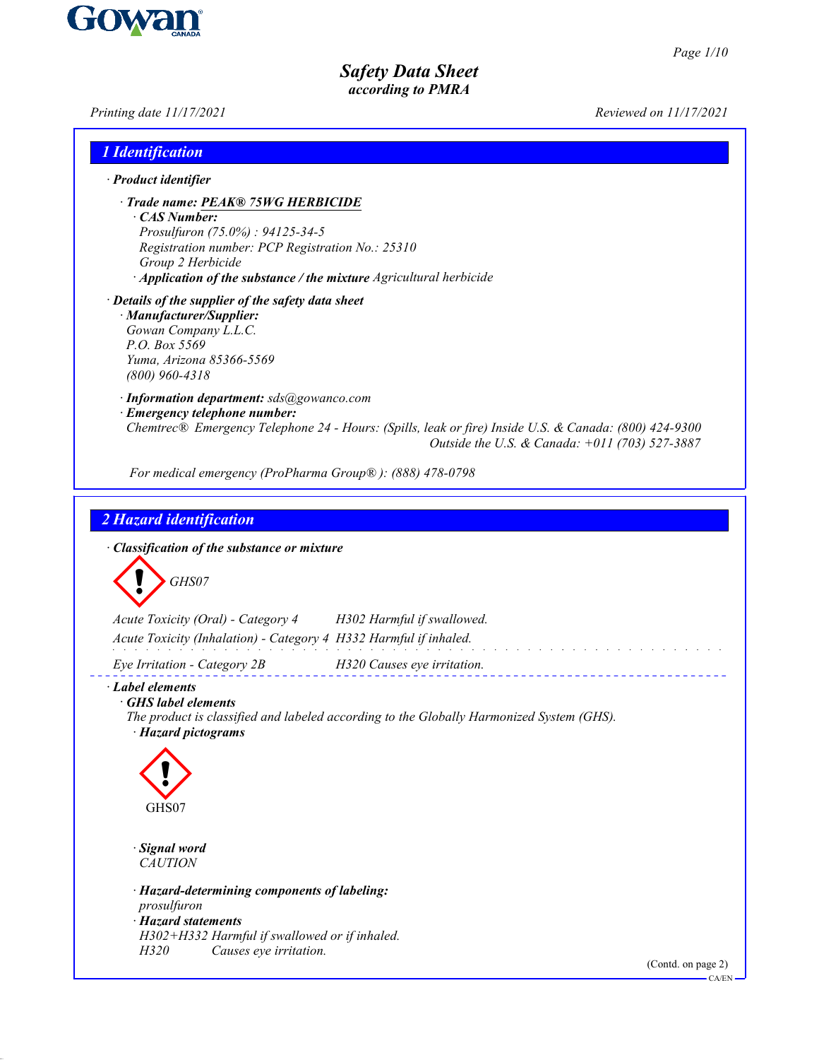# Safety Data Sheet
*according to PMRA*

Printing date 11/17/2021 | Reviewed on 11/17/2021

## 1 Identification

· **Product identifier**

· **Trade name: PEAK® 75WG HERBICIDE**
· **CAS Number:**
Prosulfuron (75.0%) : 94125-34-5
Registration number: PCP Registration No.: 25310
Group 2 Herbicide
· **Application of the substance / the mixture** Agricultural herbicide

· **Details of the supplier of the safety data sheet**
· **Manufacturer/Supplier:**
Gowan Company L.L.C.
P.O. Box 5569
Yuma, Arizona 85366-5569
(800) 960-4318

· **Information department:** sds@gowanco.com
· **Emergency telephone number:**
Chemtrec® Emergency Telephone 24 - Hours: (Spills, leak or fire) Inside U.S. & Canada: (800) 424-9300
Outside the U.S. & Canada: +011 (703) 527-3887

For medical emergency (ProPharma Group®): (888) 478-0798

## 2 Hazard identification

· **Classification of the substance or mixture**

GHS07

| | |
|---|---|
| Acute Toxicity (Oral) - Category 4 | H302 Harmful if swallowed. |
| Acute Toxicity (Inhalation) - Category 4 | H332 Harmful if inhaled. |
| Eye Irritation - Category 2B | H320 Causes eye irritation. |

· **Label elements**
· **GHS label elements**
The product is classified and labeled according to the Globally Harmonized System (GHS).
· **Hazard pictograms**

GHS07

· **Signal word**
CAUTION

· **Hazard-determining components of labeling:**
prosulfuron
· **Hazard statements**
H302+H332 Harmful if swallowed or if inhaled.
H320 Causes eye irritation.

(Contd. on page 2)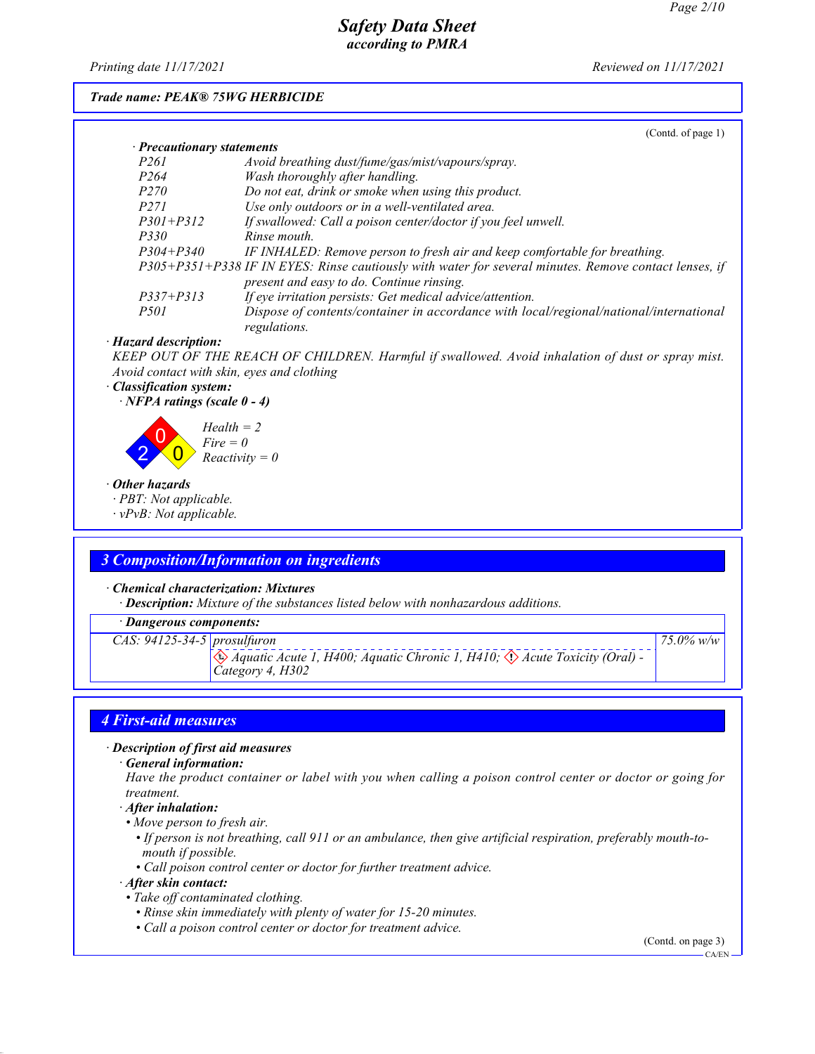(Contd. of page 1)

· **Precautionary statements**

| | |
|---|---|
| P261 | Avoid breathing dust/fume/gas/mist/vapours/spray. |
| P264 | Wash thoroughly after handling. |
| P270 | Do not eat, drink or smoke when using this product. |
| P271 | Use only outdoors or in a well-ventilated area. |
| P301+P312 | If swallowed: Call a poison center/doctor if you feel unwell. |
| P330 | Rinse mouth. |
| P304+P340 | IF INHALED: Remove person to fresh air and keep comfortable for breathing. |
| P305+P351+P338 | IF IN EYES: Rinse cautiously with water for several minutes. Remove contact lenses, if present and easy to do. Continue rinsing. |
| P337+P313 | If eye irritation persists: Get medical advice/attention. |
| P501 | Dispose of contents/container in accordance with local/regional/national/international regulations. |

· **Hazard description:**
KEEP OUT OF THE REACH OF CHILDREN. Harmful if swallowed. Avoid inhalation of dust or spray mist. Avoid contact with skin, eyes and clothing

· **Classification system:**
· **NFPA ratings (scale 0 - 4)**

Health = 2
Fire = 0
Reactivity = 0

· **Other hazards**
· PBT: Not applicable.
· vPvB: Not applicable.

## 3 Composition/Information on ingredients

· **Chemical characterization: Mixtures**
· **Description:** Mixture of the substances listed below with nonhazardous additions.

| · Dangerous components: | | |
|---|---|---|
| CAS: 94125-34-5 | prosulfuron<br>Aquatic Acute 1, H400; Aquatic Chronic 1, H410; Acute Toxicity (Oral) - Category 4, H302 | 75.0% w/w |

## 4 First-aid measures

· **Description of first aid measures**
· **General information:**
Have the product container or label with you when calling a poison control center or doctor or going for treatment.
· **After inhalation:**
• Move person to fresh air.
• If person is not breathing, call 911 or an ambulance, then give artificial respiration, preferably mouth-to-mouth if possible.
• Call poison control center or doctor for further treatment advice.
· **After skin contact:**
• Take off contaminated clothing.
• Rinse skin immediately with plenty of water for 15-20 minutes.
• Call a poison control center or doctor for treatment advice.

(Contd. on page 3)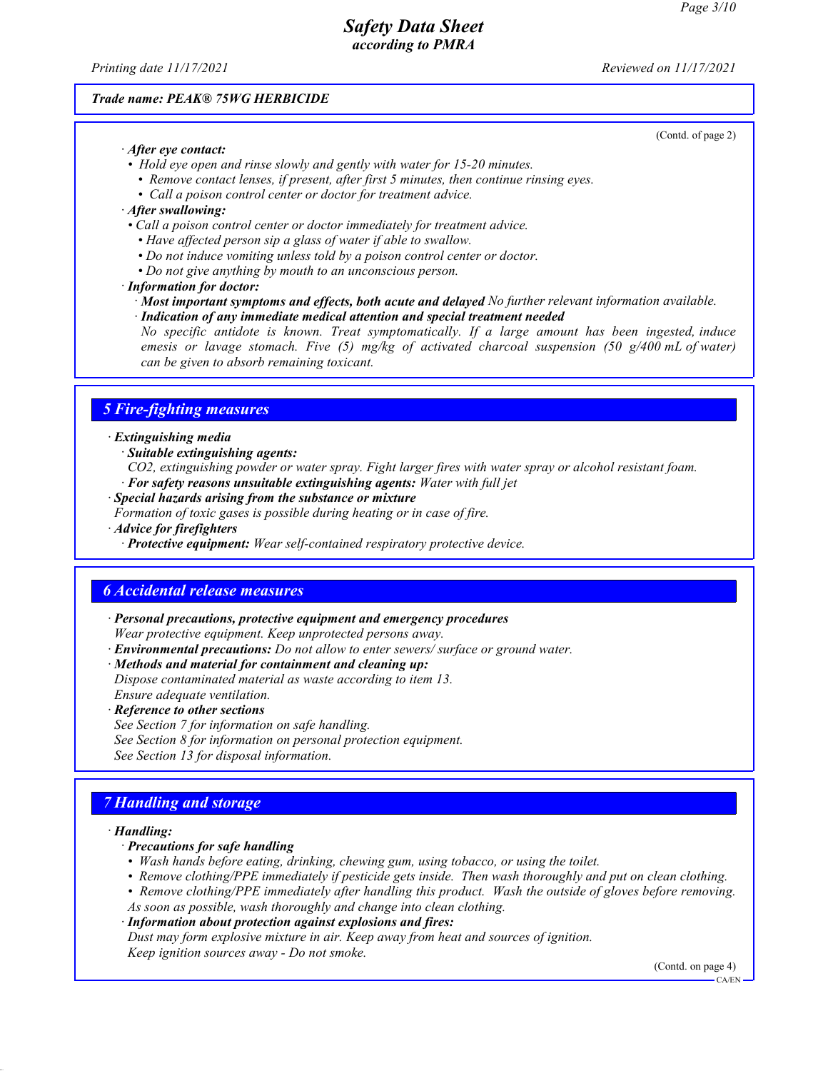Trade name: PEAK® 75WG HERBICIDE

(Contd. of page 2)

· **After eye contact:**
- Hold eye open and rinse slowly and gently with water for 15-20 minutes.
  - Remove contact lenses, if present, after first 5 minutes, then continue rinsing eyes.
  - Call a poison control center or doctor for treatment advice.

· **After swallowing:**
- Call a poison control center or doctor immediately for treatment advice.
  - Have affected person sip a glass of water if able to swallow.
  - Do not induce vomiting unless told by a poison control center or doctor.
  - Do not give anything by mouth to an unconscious person.

· **Information for doctor:**
  · **Most important symptoms and effects, both acute and delayed** No further relevant information available.
  · **Indication of any immediate medical attention and special treatment needed**
  No specific antidote is known. Treat symptomatically. If a large amount has been ingested, induce emesis or lavage stomach. Five (5) mg/kg of activated charcoal suspension (50 g/400 mL of water) can be given to absorb remaining toxicant.

## 5 Fire-fighting measures

· **Extinguishing media**
  · **Suitable extinguishing agents:**
  $CO_2$, extinguishing powder or water spray. Fight larger fires with water spray or alcohol resistant foam.
  · **For safety reasons unsuitable extinguishing agents:** Water with full jet

· **Special hazards arising from the substance or mixture**
Formation of toxic gases is possible during heating or in case of fire.

· **Advice for firefighters**
  · **Protective equipment:** Wear self-contained respiratory protective device.

## 6 Accidental release measures

· **Personal precautions, protective equipment and emergency procedures**
Wear protective equipment. Keep unprotected persons away.

· **Environmental precautions:** Do not allow to enter sewers/ surface or ground water.

· **Methods and material for containment and cleaning up:**
Dispose contaminated material as waste according to item 13.
Ensure adequate ventilation.

· **Reference to other sections**
See Section 7 for information on safe handling.
See Section 8 for information on personal protection equipment.
See Section 13 for disposal information.

## 7 Handling and storage

· **Handling:**
  · **Precautions for safe handling**
  - Wash hands before eating, drinking, chewing gum, using tobacco, or using the toilet.
  - Remove clothing/PPE immediately if pesticide gets inside. Then wash thoroughly and put on clean clothing.
  - Remove clothing/PPE immediately after handling this product. Wash the outside of gloves before removing.

  As soon as possible, wash thoroughly and change into clean clothing.

  · **Information about protection against explosions and fires:**
  Dust may form explosive mixture in air. Keep away from heat and sources of ignition.
  Keep ignition sources away - Do not smoke.

(Contd. on page 4)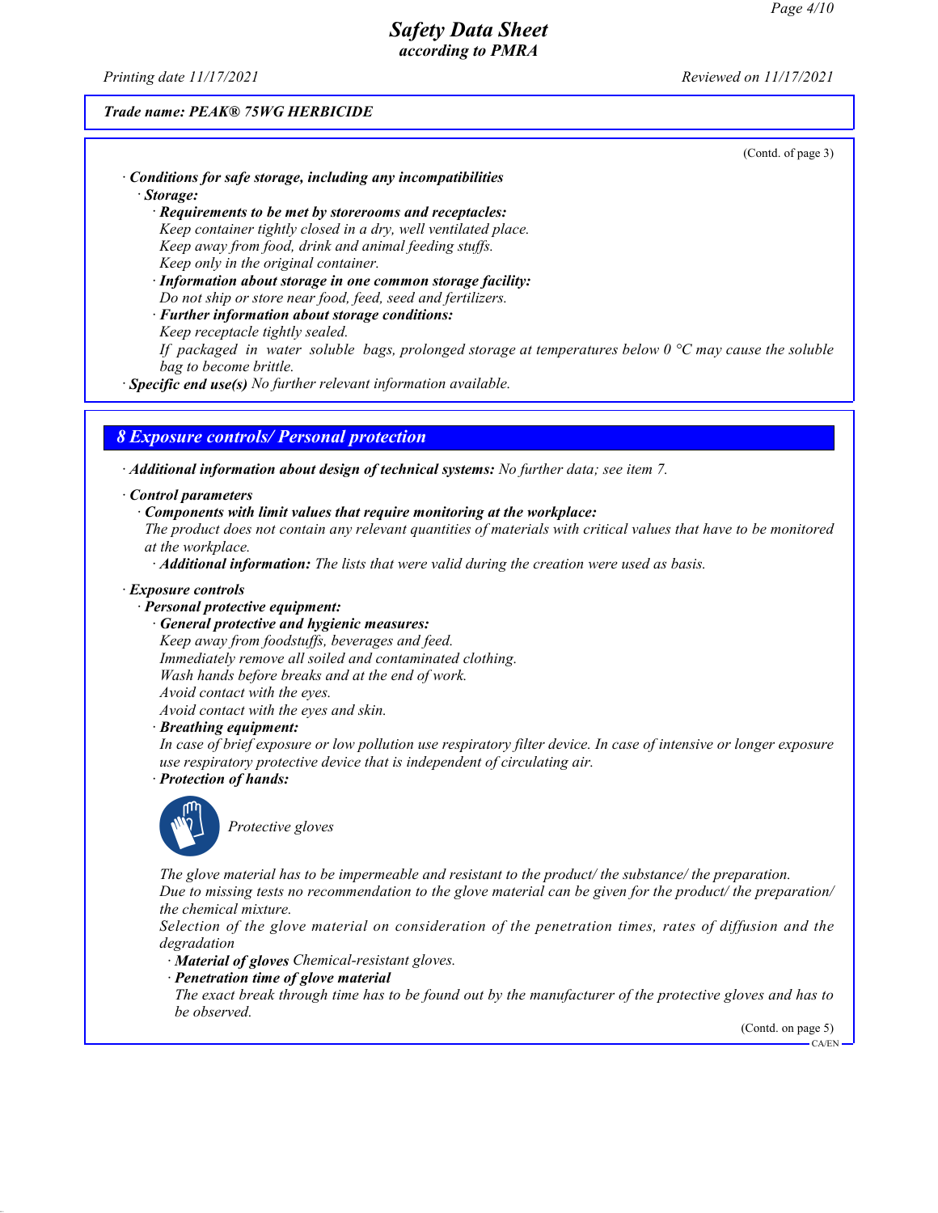*Trade name: PEAK® 75WG HERBICIDE*

(Contd. of page 3)

· ***Conditions for safe storage, including any incompatibilities***

· ***Storage:***

· ***Requirements to be met by storerooms and receptacles:***
*Keep container tightly closed in a dry, well ventilated place.*
*Keep away from food, drink and animal feeding stuffs.*
*Keep only in the original container.*

· ***Information about storage in one common storage facility:***
*Do not ship or store near food, feed, seed and fertilizers.*

· ***Further information about storage conditions:***
*Keep receptacle tightly sealed.*
*If packaged in water soluble bags, prolonged storage at temperatures below 0 °C may cause the soluble bag to become brittle.*

· ***Specific end use(s)*** *No further relevant information available.*

## 8 Exposure controls/ Personal protection

· ***Additional information about design of technical systems:*** *No further data; see item 7.*

· ***Control parameters***

· ***Components with limit values that require monitoring at the workplace:***
*The product does not contain any relevant quantities of materials with critical values that have to be monitored at the workplace.*

· ***Additional information:*** *The lists that were valid during the creation were used as basis.*

· ***Exposure controls***

· ***Personal protective equipment:***

· ***General protective and hygienic measures:***
*Keep away from foodstuffs, beverages and feed.*
*Immediately remove all soiled and contaminated clothing.*
*Wash hands before breaks and at the end of work.*
*Avoid contact with the eyes.*
*Avoid contact with the eyes and skin.*

· ***Breathing equipment:***
*In case of brief exposure or low pollution use respiratory filter device. In case of intensive or longer exposure use respiratory protective device that is independent of circulating air.*

· ***Protection of hands:***

*Protective gloves*

*The glove material has to be impermeable and resistant to the product/ the substance/ the preparation.*
*Due to missing tests no recommendation to the glove material can be given for the product/ the preparation/ the chemical mixture.*
*Selection of the glove material on consideration of the penetration times, rates of diffusion and the degradation*

· ***Material of gloves*** *Chemical-resistant gloves.*

· ***Penetration time of glove material***
*The exact break through time has to be found out by the manufacturer of the protective gloves and has to be observed.*

(Contd. on page 5)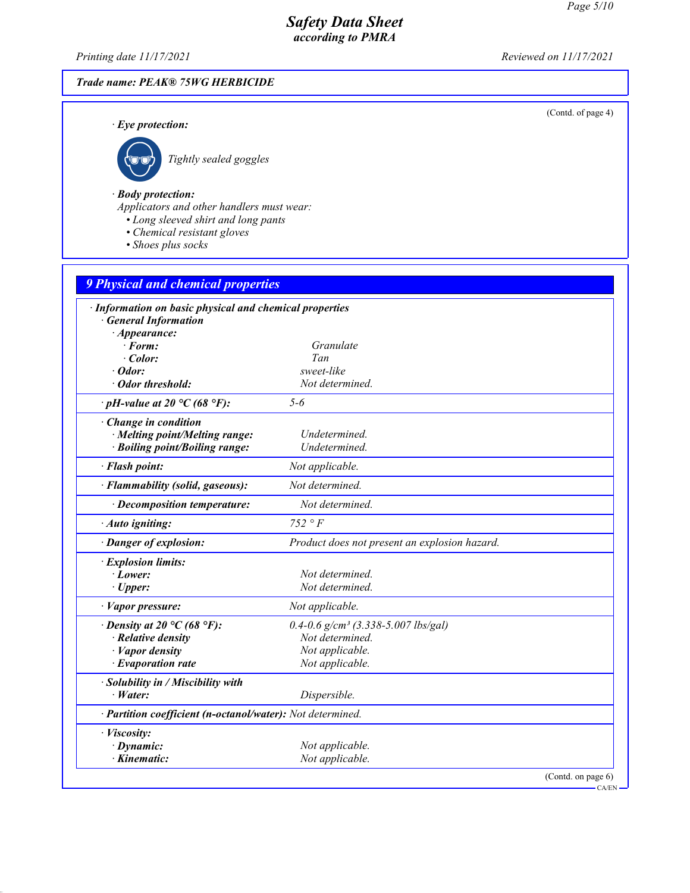Trade name: PEAK® 75WG HERBICIDE

(Contd. of page 4)

· **Eye protection:**

Tightly sealed goggles

· **Body protection:**

Applicators and other handlers must wear:
- Long sleeved shirt and long pants
- Chemical resistant gloves
- Shoes plus socks

## 9 Physical and chemical properties

· **Information on basic physical and chemical properties**

· **General Information**

| Property | Value |
|---|---|
| · **Appearance:** | |
| · **Form:** | Granulate |
| · **Color:** | Tan |
| · **Odor:** | sweet-like |
| · **Odor threshold:** | Not determined. |
| · **pH-value at 20 °C (68 °F):** | 5-6 |
| · **Change in condition** | |
| · **Melting point/Melting range:** | Undetermined. |
| · **Boiling point/Boiling range:** | Undetermined. |
| · **Flash point:** | Not applicable. |
| · **Flammability (solid, gaseous):** | Not determined. |
| · **Decomposition temperature:** | Not determined. |
| · **Auto igniting:** | 752 ° F |
| · **Danger of explosion:** | Product does not present an explosion hazard. |
| · **Explosion limits:** | |
| · **Lower:** | Not determined. |
| · **Upper:** | Not determined. |
| · **Vapor pressure:** | Not applicable. |
| · **Density at 20 °C (68 °F):** | 0.4-0.6 g/cm³ (3.338-5.007 lbs/gal) |
| · **Relative density** | Not determined. |
| · **Vapor density** | Not applicable. |
| · **Evaporation rate** | Not applicable. |
| · **Solubility in / Miscibility with** | |
| · **Water:** | Dispersible. |
| · **Partition coefficient (n-octanol/water):** | Not determined. |
| · **Viscosity:** | |
| · **Dynamic:** | Not applicable. |
| · **Kinematic:** | Not applicable. |

(Contd. on page 6)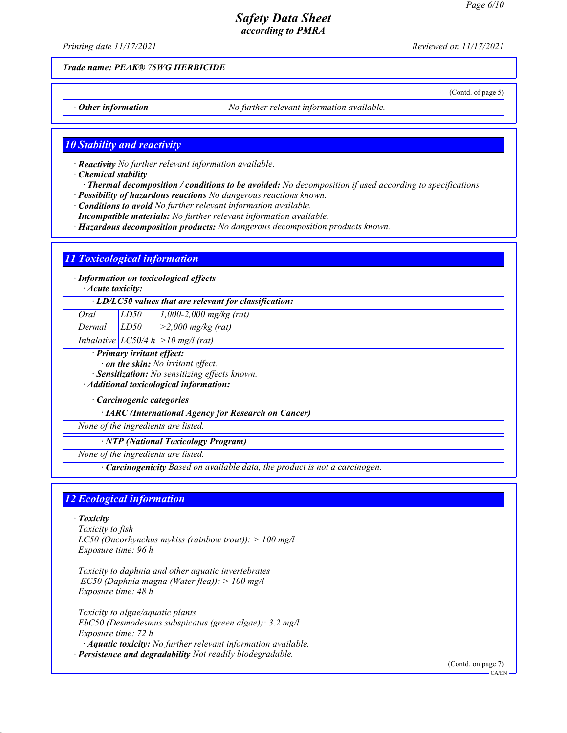*Trade name: PEAK® 75WG HERBICIDE*

(Contd. of page 5)

| · *Other information* | No further relevant information available. |
|---|---|

## 10 Stability and reactivity

- · ***Reactivity*** *No further relevant information available.*
- · ***Chemical stability***
  - · ***Thermal decomposition / conditions to be avoided:*** *No decomposition if used according to specifications.*
- · ***Possibility of hazardous reactions*** *No dangerous reactions known.*
- · ***Conditions to avoid*** *No further relevant information available.*
- · ***Incompatible materials:*** *No further relevant information available.*
- · ***Hazardous decomposition products:*** *No dangerous decomposition products known.*

## 11 Toxicological information

· ***Information on toxicological effects***

· ***Acute toxicity:***

| · LD/LC50 values that are relevant for classification: | | |
|---|---|---|
| Oral | LD50 | 1,000-2,000 mg/kg (rat) |
| Dermal | LD50 | >2,000 mg/kg (rat) |
| Inhalative | LC50/4 h | >10 mg/l (rat) |

· ***Primary irritant effect:***

· ***on the skin:*** *No irritant effect.*

· ***Sensitization:*** *No sensitizing effects known.*

· ***Additional toxicological information:***

· ***Carcinogenic categories***

| · IARC (International Agency for Research on Cancer) |
|---|
| None of the ingredients are listed. |

| · NTP (National Toxicology Program) |
|---|
| None of the ingredients are listed. |

· ***Carcinogenicity*** *Based on available data, the product is not a carcinogen.*

## 12 Ecological information

· ***Toxicity***

*Toxicity to fish*
*LC50 (Oncorhynchus mykiss (rainbow trout)): > 100 mg/l*
*Exposure time: 96 h*

*Toxicity to daphnia and other aquatic invertebrates*
*EC50 (Daphnia magna (Water flea)): > 100 mg/l*
*Exposure time: 48 h*

*Toxicity to algae/aquatic plants*
*EbC50 (Desmodesmus subspicatus (green algae)): 3.2 mg/l*
*Exposure time: 72 h*

· ***Aquatic toxicity:*** *No further relevant information available.*

· ***Persistence and degradability*** *Not readily biodegradable.*

(Contd. on page 7)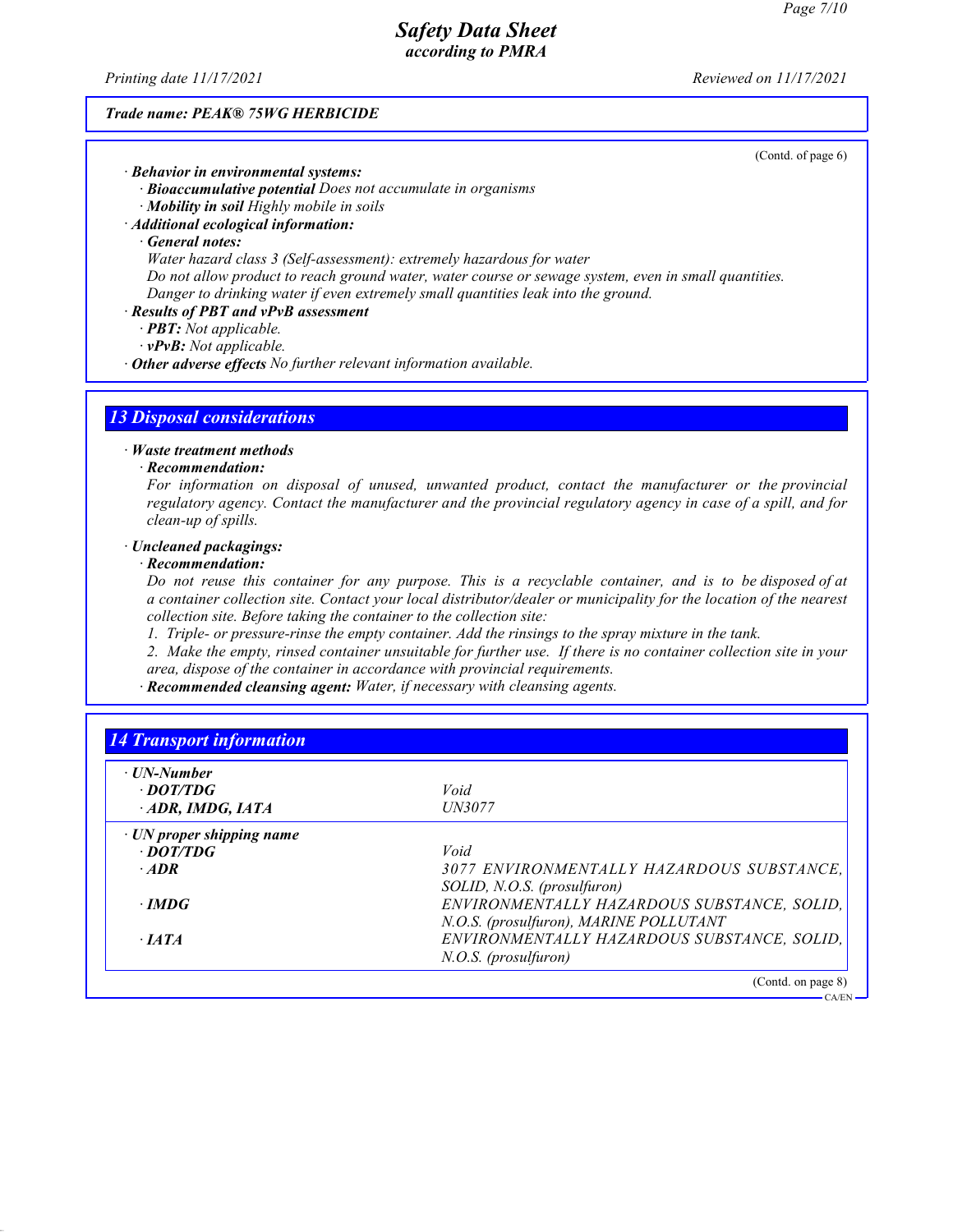(Contd. of page 6)

· **Behavior in environmental systems:**
  · **Bioaccumulative potential** Does not accumulate in organisms
  · **Mobility in soil** Highly mobile in soils
· **Additional ecological information:**
  · **General notes:**
    Water hazard class 3 (Self-assessment): extremely hazardous for water
    Do not allow product to reach ground water, water course or sewage system, even in small quantities.
    Danger to drinking water if even extremely small quantities leak into the ground.
· **Results of PBT and vPvB assessment**
  · **PBT:** Not applicable.
  · **vPvB:** Not applicable.
· **Other adverse effects** No further relevant information available.

## 13 Disposal considerations

· **Waste treatment methods**
  · **Recommendation:**
    For information on disposal of unused, unwanted product, contact the manufacturer or the provincial regulatory agency. Contact the manufacturer and the provincial regulatory agency in case of a spill, and for clean-up of spills.

· **Uncleaned packagings:**
  · **Recommendation:**
    Do not reuse this container for any purpose. This is a recyclable container, and is to be disposed of at a container collection site. Contact your local distributor/dealer or municipality for the location of the nearest collection site. Before taking the container to the collection site:
    1. Triple- or pressure-rinse the empty container. Add the rinsings to the spray mixture in the tank.
    2. Make the empty, rinsed container unsuitable for further use. If there is no container collection site in your area, dispose of the container in accordance with provincial requirements.
  · **Recommended cleansing agent:** Water, if necessary with cleansing agents.

## 14 Transport information

| | |
|---|---|
| · **UN-Number** | |
| · **DOT/TDG** | Void |
| · **ADR, IMDG, IATA** | UN3077 |
| · **UN proper shipping name** | |
| · **DOT/TDG** | Void |
| · **ADR** | 3077 ENVIRONMENTALLY HAZARDOUS SUBSTANCE, SOLID, N.O.S. (prosulfuron) |
| · **IMDG** | ENVIRONMENTALLY HAZARDOUS SUBSTANCE, SOLID, N.O.S. (prosulfuron), MARINE POLLUTANT |
| · **IATA** | ENVIRONMENTALLY HAZARDOUS SUBSTANCE, SOLID, N.O.S. (prosulfuron) |

(Contd. on page 8)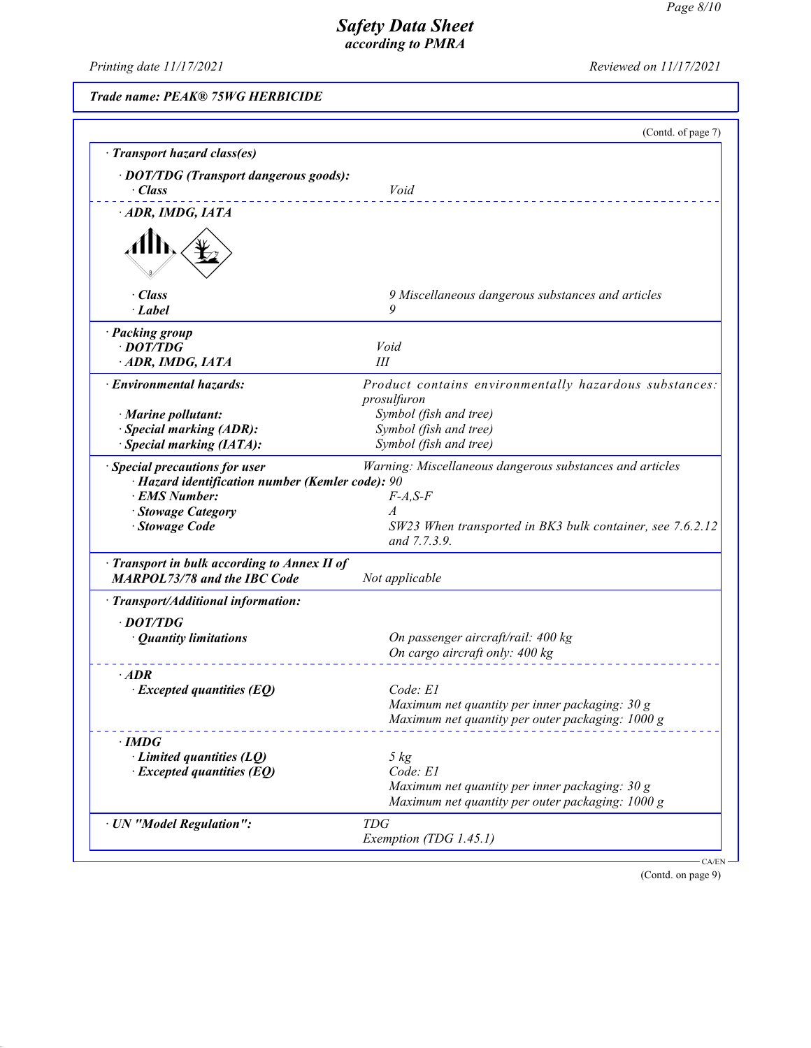Trade name: PEAK® 75WG HERBICIDE

(Contd. of page 7)

| | |
|---|---|
| **· Transport hazard class(es)** | |
| **· DOT/TDG (Transport dangerous goods):** | |
| **· Class** | Void |
| **· ADR, IMDG, IATA** | |
| **· Class** | 9 Miscellaneous dangerous substances and articles |
| **· Label** | 9 |
| **· Packing group** | |
| **· DOT/TDG** | Void |
| **· ADR, IMDG, IATA** | III |
| **· Environmental hazards:** | Product contains environmentally hazardous substances: prosulfuron |
| **· Marine pollutant:** | Symbol (fish and tree) |
| **· Special marking (ADR):** | Symbol (fish and tree) |
| **· Special marking (IATA):** | Symbol (fish and tree) |
| **· Special precautions for user** | Warning: Miscellaneous dangerous substances and articles |
| **· Hazard identification number (Kemler code):** | 90 |
| **· EMS Number:** | F-A,S-F |
| **· Stowage Category** | A |
| **· Stowage Code** | SW23 When transported in BK3 bulk container, see 7.6.2.12 and 7.7.3.9. |
| **· Transport in bulk according to Annex II of MARPOL73/78 and the IBC Code** | Not applicable |
| **· Transport/Additional information:** | |
| **· DOT/TDG** | |
| **· Quantity limitations** | On passenger aircraft/rail: 400 kg<br>On cargo aircraft only: 400 kg |
| **· ADR** | |
| **· Excepted quantities (EQ)** | Code: E1<br>Maximum net quantity per inner packaging: 30 g<br>Maximum net quantity per outer packaging: 1000 g |
| **· IMDG** | |
| **· Limited quantities (LQ)** | 5 kg |
| **· Excepted quantities (EQ)** | Code: E1<br>Maximum net quantity per inner packaging: 30 g<br>Maximum net quantity per outer packaging: 1000 g |
| **· UN "Model Regulation":** | TDG<br>Exemption (TDG 1.45.1) |

(Contd. on page 9)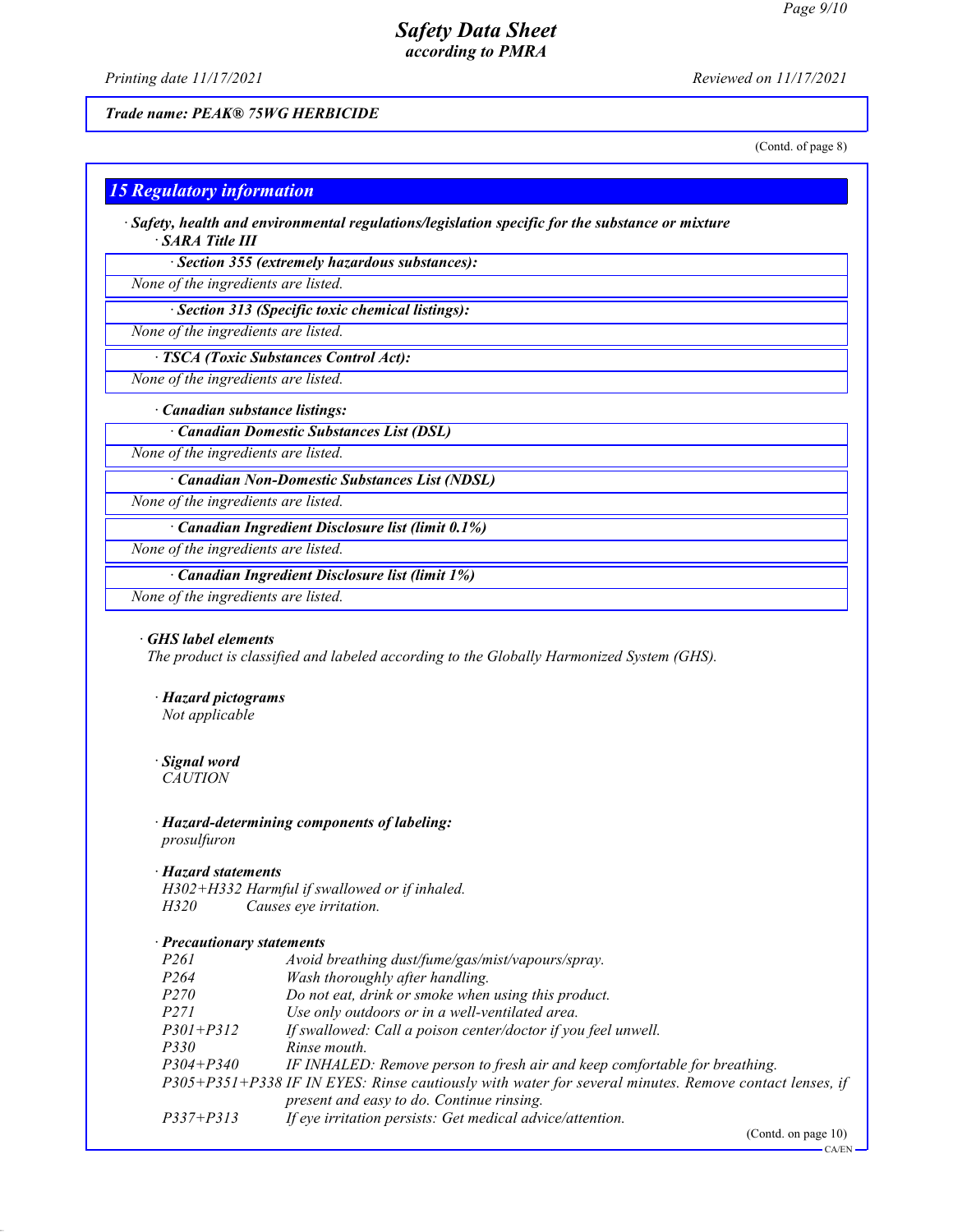(Contd. of page 8)

## 15 Regulatory information

· **Safety, health and environmental regulations/legislation specific for the substance or mixture**

· **SARA Title III**

· **Section 355 (extremely hazardous substances):**

None of the ingredients are listed.

· **Section 313 (Specific toxic chemical listings):**

None of the ingredients are listed.

· **TSCA (Toxic Substances Control Act):**

None of the ingredients are listed.

· **Canadian substance listings:**

· **Canadian Domestic Substances List (DSL)**

None of the ingredients are listed.

· **Canadian Non-Domestic Substances List (NDSL)**

None of the ingredients are listed.

· **Canadian Ingredient Disclosure list (limit 0.1%)**

None of the ingredients are listed.

· **Canadian Ingredient Disclosure list (limit 1%)**

None of the ingredients are listed.

· **GHS label elements**

The product is classified and labeled according to the Globally Harmonized System (GHS).

· **Hazard pictograms**

Not applicable

· **Signal word**

CAUTION

· **Hazard-determining components of labeling:**

prosulfuron

· **Hazard statements**

| | |
|---|---|
| H302+H332 | Harmful if swallowed or if inhaled. |
| H320 | Causes eye irritation. |

· **Precautionary statements**

| | |
|---|---|
| P261 | Avoid breathing dust/fume/gas/mist/vapours/spray. |
| P264 | Wash thoroughly after handling. |
| P270 | Do not eat, drink or smoke when using this product. |
| P271 | Use only outdoors or in a well-ventilated area. |
| P301+P312 | If swallowed: Call a poison center/doctor if you feel unwell. |
| P330 | Rinse mouth. |
| P304+P340 | IF INHALED: Remove person to fresh air and keep comfortable for breathing. |
| P305+P351+P338 | IF IN EYES: Rinse cautiously with water for several minutes. Remove contact lenses, if present and easy to do. Continue rinsing. |
| P337+P313 | If eye irritation persists: Get medical advice/attention. |

(Contd. on page 10)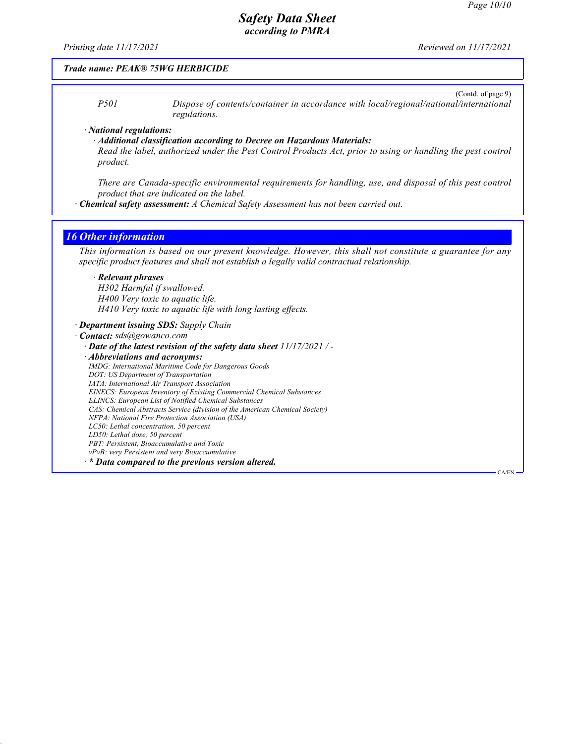(Contd. of page 9)

P501 Dispose of contents/container in accordance with local/regional/national/international regulations.

· **National regulations:**

· **Additional classification according to Decree on Hazardous Materials:**

Read the label, authorized under the Pest Control Products Act, prior to using or handling the pest control product.

There are Canada-specific environmental requirements for handling, use, and disposal of this pest control product that are indicated on the label.

· **Chemical safety assessment:** A Chemical Safety Assessment has not been carried out.

## 16 Other information

This information is based on our present knowledge. However, this shall not constitute a guarantee for any specific product features and shall not establish a legally valid contractual relationship.

· **Relevant phrases**

H302 Harmful if swallowed.

H400 Very toxic to aquatic life.

H410 Very toxic to aquatic life with long lasting effects.

· **Department issuing SDS:** Supply Chain

· **Contact:** sds@gowanco.com

· **Date of the latest revision of the safety data sheet** 11/17/2021 / -

· **Abbreviations and acronyms:**

IMDG: International Maritime Code for Dangerous Goods
DOT: US Department of Transportation
IATA: International Air Transport Association
EINECS: European Inventory of Existing Commercial Chemical Substances
ELINCS: European List of Notified Chemical Substances
CAS: Chemical Abstracts Service (division of the American Chemical Society)
NFPA: National Fire Protection Association (USA)
LC50: Lethal concentration, 50 percent
LD50: Lethal dose, 50 percent
PBT: Persistent, Bioaccumulative and Toxic
vPvB: very Persistent and very Bioaccumulative

· *** Data compared to the previous version altered.**

CA/EN